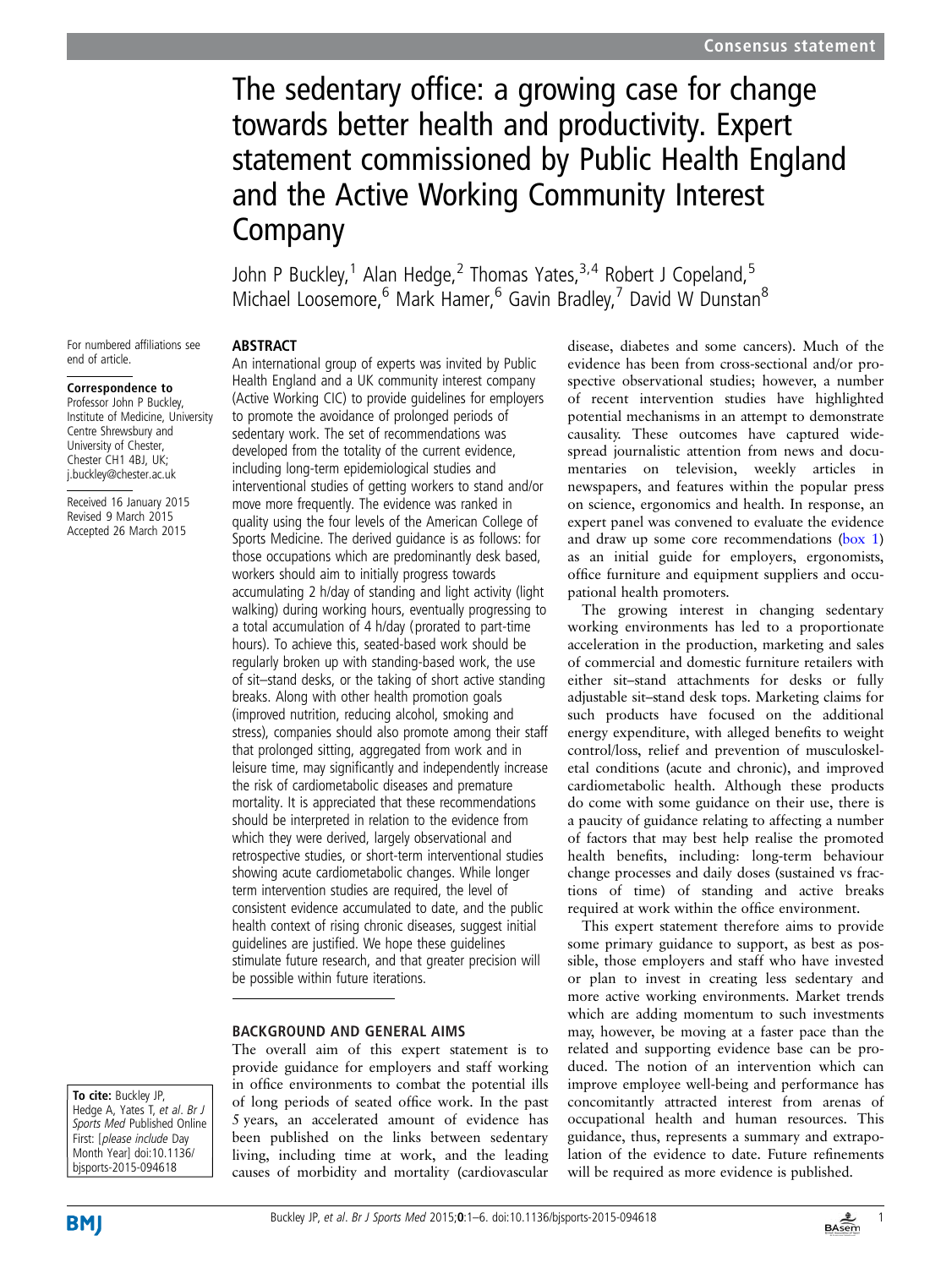# The sedentary office: a growing case for change towards better health and productivity. Expert statement commissioned by Public Health England and the Active Working Community Interest Company

John P Buckley,[1] Alan Hedge,[2] Thomas Yates,[3,4] Robert J Copeland,[5] Michael Loosemore,[6] Mark Hamer,[6] Gavin Bradley,[7] David W Dunstan[8]

For numbered affiliations see end of article.

**Correspondence to**
Professor John P Buckley, Institute of Medicine, University Centre Shrewsbury and University of Chester, Chester CH1 4BJ, UK; j.buckley@chester.ac.uk

Received 16 January 2015
Revised 9 March 2015
Accepted 26 March 2015

**To cite:** Buckley JP, Hedge A, Yates T, *et al*. *Br J Sports Med* Published Online First: [*please include* Day Month Year] doi:10.1136/bjsports-2015-094618

## ABSTRACT

An international group of experts was invited by Public Health England and a UK community interest company (Active Working CIC) to provide guidelines for employers to promote the avoidance of prolonged periods of sedentary work. The set of recommendations was developed from the totality of the current evidence, including long-term epidemiological studies and interventional studies of getting workers to stand and/or move more frequently. The evidence was ranked in quality using the four levels of the American College of Sports Medicine. The derived guidance is as follows: for those occupations which are predominantly desk based, workers should aim to initially progress towards accumulating 2 h/day of standing and light activity (light walking) during working hours, eventually progressing to a total accumulation of 4 h/day (prorated to part-time hours). To achieve this, seated-based work should be regularly broken up with standing-based work, the use of sit–stand desks, or the taking of short active standing breaks. Along with other health promotion goals (improved nutrition, reducing alcohol, smoking and stress), companies should also promote among their staff that prolonged sitting, aggregated from work and in leisure time, may significantly and independently increase the risk of cardiometabolic diseases and premature mortality. It is appreciated that these recommendations should be interpreted in relation to the evidence from which they were derived, largely observational and retrospective studies, or short-term interventional studies showing acute cardiometabolic changes. While longer term intervention studies are required, the level of consistent evidence accumulated to date, and the public health context of rising chronic diseases, suggest initial guidelines are justified. We hope these guidelines stimulate future research, and that greater precision will be possible within future iterations.

## BACKGROUND AND GENERAL AIMS

The overall aim of this expert statement is to provide guidance for employers and staff working in office environments to combat the potential ills of long periods of seated office work. In the past 5 years, an accelerated amount of evidence has been published on the links between sedentary living, including time at work, and the leading causes of morbidity and mortality (cardiovascular disease, diabetes and some cancers). Much of the evidence has been from cross-sectional and/or prospective observational studies; however, a number of recent intervention studies have highlighted potential mechanisms in an attempt to demonstrate causality. These outcomes have captured widespread journalistic attention from news and documentaries on television, weekly articles in newspapers, and features within the popular press on science, ergonomics and health. In response, an expert panel was convened to evaluate the evidence and draw up some core recommendations (box 1) as an initial guide for employers, ergonomists, office furniture and equipment suppliers and occupational health promoters.

The growing interest in changing sedentary working environments has led to a proportionate acceleration in the production, marketing and sales of commercial and domestic furniture retailers with either sit–stand attachments for desks or fully adjustable sit–stand desk tops. Marketing claims for such products have focused on the additional energy expenditure, with alleged benefits to weight control/loss, relief and prevention of musculoskeletal conditions (acute and chronic), and improved cardiometabolic health. Although these products do come with some guidance on their use, there is a paucity of guidance relating to affecting a number of factors that may best help realise the promoted health benefits, including: long-term behaviour change processes and daily doses (sustained vs fractions of time) of standing and active breaks required at work within the office environment.

This expert statement therefore aims to provide some primary guidance to support, as best as possible, those employers and staff who have invested or plan to invest in creating less sedentary and more active working environments. Market trends which are adding momentum to such investments may, however, be moving at a faster pace than the related and supporting evidence base can be produced. The notion of an intervention which can improve employee well-being and performance has concomitantly attracted interest from arenas of occupational health and human resources. This guidance, thus, represents a summary and extrapolation of the evidence to date. Future refinements will be required as more evidence is published.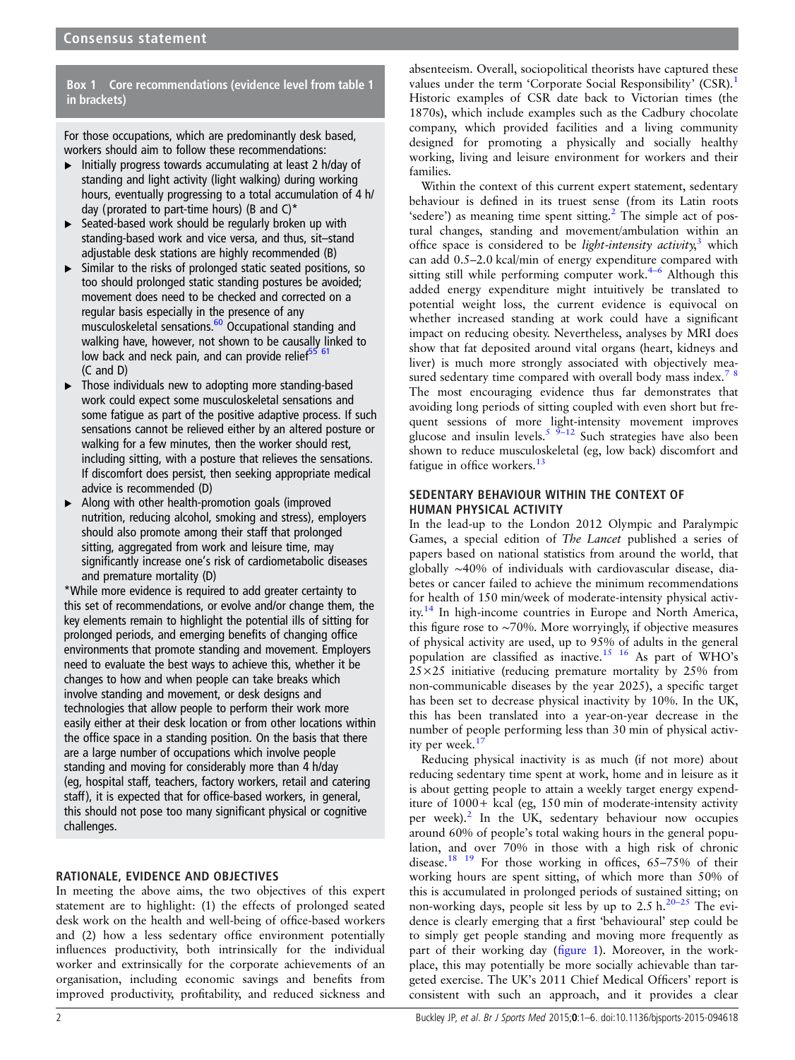**Box 1 Core recommendations (evidence level from table 1 in brackets)**

For those occupations, which are predominantly desk based, workers should aim to follow these recommendations:

- Initially progress towards accumulating at least 2 h/day of standing and light activity (light walking) during working hours, eventually progressing to a total accumulation of 4 h/day (prorated to part-time hours) (B and C)*
- Seated-based work should be regularly broken up with standing-based work and vice versa, and thus, sit–stand adjustable desk stations are highly recommended (B)
- Similar to the risks of prolonged static seated positions, so too should prolonged static standing postures be avoided; movement does need to be checked and corrected on a regular basis especially in the presence of any musculoskeletal sensations.[60] Occupational standing and walking have, however, not shown to be causally linked to low back and neck pain, and can provide relief[55 61] (C and D)
- Those individuals new to adopting more standing-based work could expect some musculoskeletal sensations and some fatigue as part of the positive adaptive process. If such sensations cannot be relieved either by an altered posture or walking for a few minutes, then the worker should rest, including sitting, with a posture that relieves the sensations. If discomfort does persist, then seeking appropriate medical advice is recommended (D)
- Along with other health-promotion goals (improved nutrition, reducing alcohol, smoking and stress), employers should also promote among their staff that prolonged sitting, aggregated from work and leisure time, may significantly increase one's risk of cardiometabolic diseases and premature mortality (D)

*While more evidence is required to add greater certainty to this set of recommendations, or evolve and/or change them, the key elements remain to highlight the potential ills of sitting for prolonged periods, and emerging benefits of changing office environments that promote standing and movement. Employers need to evaluate the best ways to achieve this, whether it be changes to how and when people can take breaks which involve standing and movement, or desk designs and technologies that allow people to perform their work more easily either at their desk location or from other locations within the office space in a standing position. On the basis that there are a large number of occupations which involve people standing and moving for considerably more than 4 h/day (eg, hospital staff, teachers, factory workers, retail and catering staff), it is expected that for office-based workers, in general, this should not pose too many significant physical or cognitive challenges.

## RATIONALE, EVIDENCE AND OBJECTIVES

In meeting the above aims, the two objectives of this expert statement are to highlight: (1) the effects of prolonged seated desk work on the health and well-being of office-based workers and (2) how a less sedentary office environment potentially influences productivity, both intrinsically for the individual worker and extrinsically for the corporate achievements of an organisation, including economic savings and benefits from improved productivity, profitability, and reduced sickness and absenteeism. Overall, sociopolitical theorists have captured these values under the term 'Corporate Social Responsibility' (CSR).[1] Historic examples of CSR date back to Victorian times (the 1870s), which include examples such as the Cadbury chocolate company, which provided facilities and a living community designed for promoting a physically and socially healthy working, living and leisure environment for workers and their families.

Within the context of this current expert statement, sedentary behaviour is defined in its truest sense (from its Latin roots 'sedere') as meaning time spent sitting.[2] The simple act of postural changes, standing and movement/ambulation within an office space is considered to be *light-intensity activity*,[3] which can add 0.5–2.0 kcal/min of energy expenditure compared with sitting still while performing computer work.[4–6] Although this added energy expenditure might intuitively be translated to potential weight loss, the current evidence is equivocal on whether increased standing at work could have a significant impact on reducing obesity. Nevertheless, analyses by MRI does show that fat deposited around vital organs (heart, kidneys and liver) is much more strongly associated with objectively measured sedentary time compared with overall body mass index.[7 8] The most encouraging evidence thus far demonstrates that avoiding long periods of sitting coupled with even short but frequent sessions of more light-intensity movement improves glucose and insulin levels.[5 9–12] Such strategies have also been shown to reduce musculoskeletal (eg, low back) discomfort and fatigue in office workers.[13]

## SEDENTARY BEHAVIOUR WITHIN THE CONTEXT OF HUMAN PHYSICAL ACTIVITY

In the lead-up to the London 2012 Olympic and Paralympic Games, a special edition of *The Lancet* published a series of papers based on national statistics from around the world, that globally ~40% of individuals with cardiovascular disease, diabetes or cancer failed to achieve the minimum recommendations for health of 150 min/week of moderate-intensity physical activity.[14] In high-income countries in Europe and North America, this figure rose to ~70%. More worryingly, if objective measures of physical activity are used, up to 95% of adults in the general population are classified as inactive.[15 16] As part of WHO's 25×25 initiative (reducing premature mortality by 25% from non-communicable diseases by the year 2025), a specific target has been set to decrease physical inactivity by 10%. In the UK, this has been translated into a year-on-year decrease in the number of people performing less than 30 min of physical activity per week.[17]

Reducing physical inactivity is as much (if not more) about reducing sedentary time spent at work, home and in leisure as it is about getting people to attain a weekly target energy expenditure of 1000+ kcal (eg, 150 min of moderate-intensity activity per week).[2] In the UK, sedentary behaviour now occupies around 60% of people's total waking hours in the general population, and over 70% in those with a high risk of chronic disease.[18 19] For those working in offices, 65–75% of their working hours are spent sitting, of which more than 50% of this is accumulated in prolonged periods of sustained sitting; on non-working days, people sit less by up to 2.5 h.[20–25] The evidence is clearly emerging that a first 'behavioural' step could be to simply get people standing and moving more frequently as part of their working day (figure 1). Moreover, in the workplace, this may potentially be more socially achievable than targeted exercise. The UK's 2011 Chief Medical Officers' report is consistent with such an approach, and it provides a clear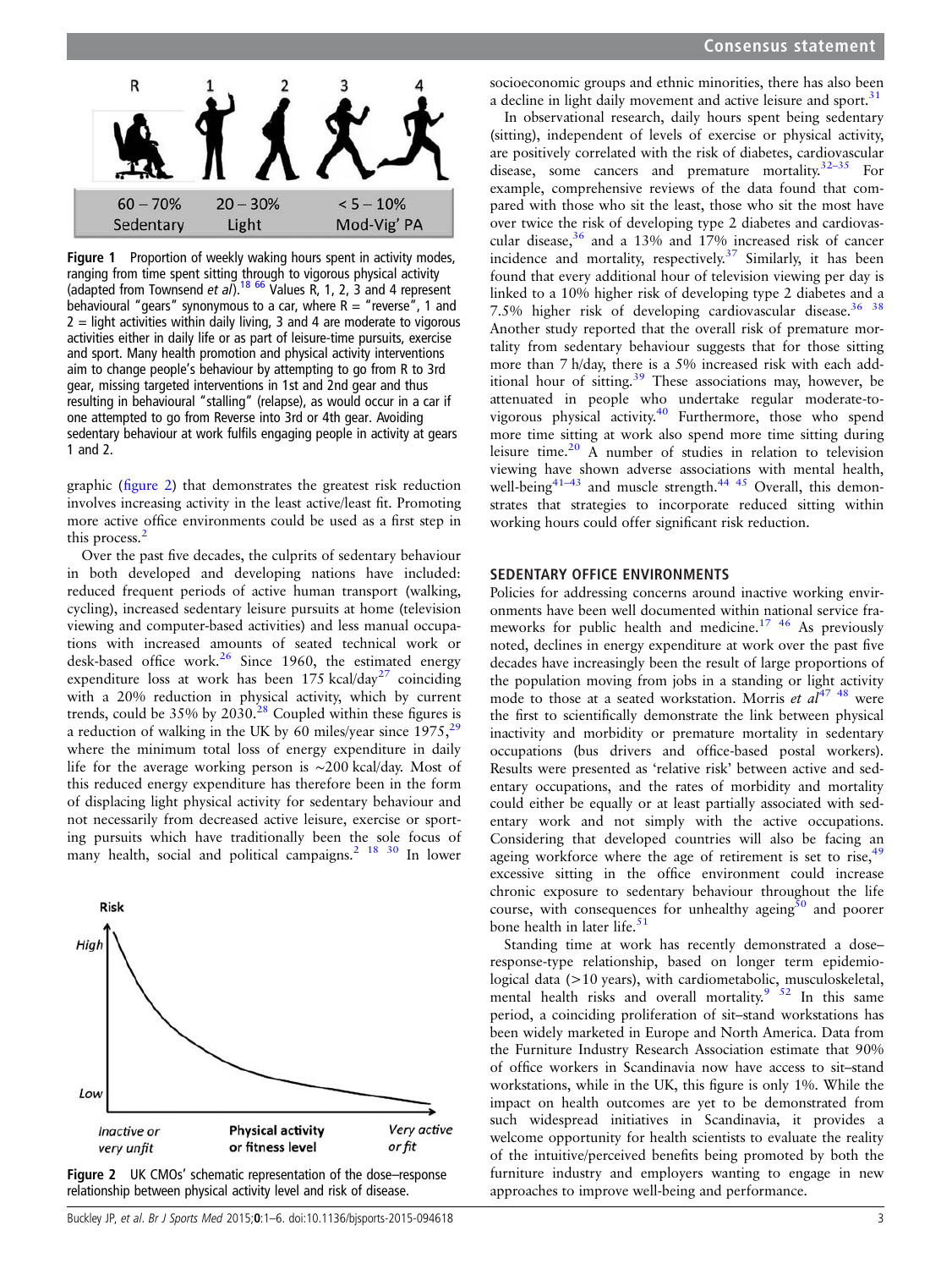Figure 1 Proportion of weekly waking hours spent in activity modes, ranging from time spent sitting through to vigorous physical activity (adapted from Townsend *et al*).[18 66] Values R, 1, 2, 3 and 4 represent behavioural "gears" synonymous to a car, where R = "reverse", 1 and 2 = light activities within daily living, 3 and 4 are moderate to vigorous activities either in daily life or as part of leisure-time pursuits, exercise and sport. Many health promotion and physical activity interventions aim to change people's behaviour by attempting to go from R to 3rd gear, missing targeted interventions in 1st and 2nd gear and thus resulting in behavioural "stalling" (relapse), as would occur in a car if one attempted to go from Reverse into 3rd or 4th gear. Avoiding sedentary behaviour at work fulfils engaging people in activity at gears 1 and 2.

graphic (figure 2) that demonstrates the greatest risk reduction involves increasing activity in the least active/least fit. Promoting more active office environments could be used as a first step in this process.[2]

Over the past five decades, the culprits of sedentary behaviour in both developed and developing nations have included: reduced frequent periods of active human transport (walking, cycling), increased sedentary leisure pursuits at home (television viewing and computer-based activities) and less manual occupations with increased amounts of seated technical work or desk-based office work.[26] Since 1960, the estimated energy expenditure loss at work has been 175 kcal/day[27] coinciding with a 20% reduction in physical activity, which by current trends, could be 35% by 2030.[28] Coupled within these figures is a reduction of walking in the UK by 60 miles/year since 1975,[29] where the minimum total loss of energy expenditure in daily life for the average working person is ~200 kcal/day. Most of this reduced energy expenditure has therefore been in the form of displacing light physical activity for sedentary behaviour and not necessarily from decreased active leisure, exercise or sporting pursuits which have traditionally been the sole focus of many health, social and political campaigns.[2 18 30] In lower

Figure 2 UK CMOs' schematic representation of the dose–response relationship between physical activity level and risk of disease.

socioeconomic groups and ethnic minorities, there has also been a decline in light daily movement and active leisure and sport.[31]

In observational research, daily hours spent being sedentary (sitting), independent of levels of exercise or physical activity, are positively correlated with the risk of diabetes, cardiovascular disease, some cancers and premature mortality.[32–35] For example, comprehensive reviews of the data found that compared with those who sit the least, those who sit the most have over twice the risk of developing type 2 diabetes and cardiovascular disease,[36] and a 13% and 17% increased risk of cancer incidence and mortality, respectively.[37] Similarly, it has been found that every additional hour of television viewing per day is linked to a 10% higher risk of developing type 2 diabetes and a 7.5% higher risk of developing cardiovascular disease.[36 38] Another study reported that the overall risk of premature mortality from sedentary behaviour suggests that for those sitting more than 7 h/day, there is a 5% increased risk with each additional hour of sitting.[39] These associations may, however, be attenuated in people who undertake regular moderate-to-vigorous physical activity.[40] Furthermore, those who spend more time sitting at work also spend more time sitting during leisure time.[20] A number of studies in relation to television viewing have shown adverse associations with mental health, well-being[41–43] and muscle strength.[44 45] Overall, this demonstrates that strategies to incorporate reduced sitting within working hours could offer significant risk reduction.

## SEDENTARY OFFICE ENVIRONMENTS

Policies for addressing concerns around inactive working environments have been well documented within national service frameworks for public health and medicine.[17 46] As previously noted, declines in energy expenditure at work over the past five decades have increasingly been the result of large proportions of the population moving from jobs in a standing or light activity mode to those at a seated workstation. Morris *et al*[47 48] were the first to scientifically demonstrate the link between physical inactivity and morbidity or premature mortality in sedentary occupations (bus drivers and office-based postal workers). Results were presented as 'relative risk' between active and sedentary occupations, and the rates of morbidity and mortality could either be equally or at least partially associated with sedentary work and not simply with the active occupations. Considering that developed countries will also be facing an ageing workforce where the age of retirement is set to rise,[49] excessive sitting in the office environment could increase chronic exposure to sedentary behaviour throughout the life course, with consequences for unhealthy ageing[50] and poorer bone health in later life.[51]

Standing time at work has recently demonstrated a dose–response-type relationship, based on longer term epidemiological data (>10 years), with cardiometabolic, musculoskeletal, mental health risks and overall mortality.[9 52] In this same period, a coinciding proliferation of sit–stand workstations has been widely marketed in Europe and North America. Data from the Furniture Industry Research Association estimate that 90% of office workers in Scandinavia now have access to sit–stand workstations, while in the UK, this figure is only 1%. While the impact on health outcomes are yet to be demonstrated from such widespread initiatives in Scandinavia, it provides a welcome opportunity for health scientists to evaluate the reality of the intuitive/perceived benefits being promoted by both the furniture industry and employers wanting to engage in new approaches to improve well-being and performance.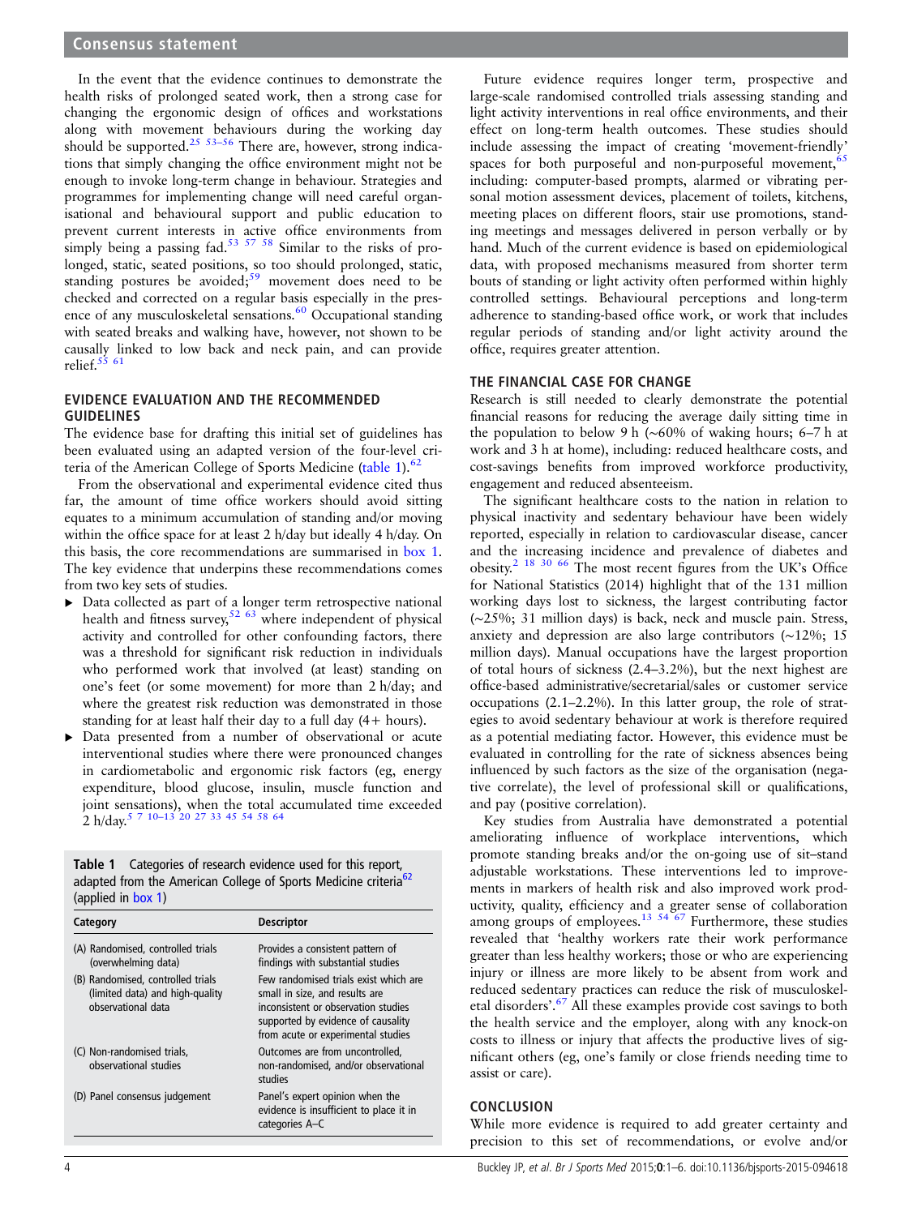In the event that the evidence continues to demonstrate the health risks of prolonged seated work, then a strong case for changing the ergonomic design of offices and workstations along with movement behaviours during the working day should be supported.[25 53–56] There are, however, strong indications that simply changing the office environment might not be enough to invoke long-term change in behaviour. Strategies and programmes for implementing change will need careful organisational and behavioural support and public education to prevent current interests in active office environments from simply being a passing fad.[53 57 58] Similar to the risks of prolonged, static, seated positions, so too should prolonged, static, standing postures be avoided;[59] movement does need to be checked and corrected on a regular basis especially in the presence of any musculoskeletal sensations.[60] Occupational standing with seated breaks and walking have, however, not shown to be causally linked to low back and neck pain, and can provide relief.[55 61]

## EVIDENCE EVALUATION AND THE RECOMMENDED GUIDELINES

The evidence base for drafting this initial set of guidelines has been evaluated using an adapted version of the four-level criteria of the American College of Sports Medicine (table 1).[62]

From the observational and experimental evidence cited thus far, the amount of time office workers should avoid sitting equates to a minimum accumulation of standing and/or moving within the office space for at least 2 h/day but ideally 4 h/day. On this basis, the core recommendations are summarised in box 1. The key evidence that underpins these recommendations comes from two key sets of studies.

- Data collected as part of a longer term retrospective national health and fitness survey,[52 63] where independent of physical activity and controlled for other confounding factors, there was a threshold for significant risk reduction in individuals who performed work that involved (at least) standing on one's feet (or some movement) for more than 2 h/day; and where the greatest risk reduction was demonstrated in those standing for at least half their day to a full day (4+ hours).
- Data presented from a number of observational or acute interventional studies where there were pronounced changes in cardiometabolic and ergonomic risk factors (eg, energy expenditure, blood glucose, insulin, muscle function and joint sensations), when the total accumulated time exceeded 2 h/day.[5 7 10–13 20 27 33 45 54 58 64]

**Table 1** Categories of research evidence used for this report, adapted from the American College of Sports Medicine criteria[62] (applied in box 1)

| Category | Descriptor |
|---|---|
| (A) Randomised, controlled trials (overwhelming data) | Provides a consistent pattern of findings with substantial studies |
| (B) Randomised, controlled trials (limited data) and high-quality observational data | Few randomised trials exist which are small in size, and results are inconsistent or observation studies supported by evidence of causality from acute or experimental studies |
| (C) Non-randomised trials, observational studies | Outcomes are from uncontrolled, non-randomised, and/or observational studies |
| (D) Panel consensus judgement | Panel's expert opinion when the evidence is insufficient to place it in categories A–C |

Future evidence requires longer term, prospective and large-scale randomised controlled trials assessing standing and light activity interventions in real office environments, and their effect on long-term health outcomes. These studies should include assessing the impact of creating 'movement-friendly' spaces for both purposeful and non-purposeful movement,[65] including: computer-based prompts, alarmed or vibrating personal motion assessment devices, placement of toilets, kitchens, meeting places on different floors, stair use promotions, standing meetings and messages delivered in person verbally or by hand. Much of the current evidence is based on epidemiological data, with proposed mechanisms measured from shorter term bouts of standing or light activity often performed within highly controlled settings. Behavioural perceptions and long-term adherence to standing-based office work, or work that includes regular periods of standing and/or light activity around the office, requires greater attention.

## THE FINANCIAL CASE FOR CHANGE

Research is still needed to clearly demonstrate the potential financial reasons for reducing the average daily sitting time in the population to below 9 h (~60% of waking hours; 6–7 h at work and 3 h at home), including: reduced healthcare costs, and cost-savings benefits from improved workforce productivity, engagement and reduced absenteeism.

The significant healthcare costs to the nation in relation to physical inactivity and sedentary behaviour have been widely reported, especially in relation to cardiovascular disease, cancer and the increasing incidence and prevalence of diabetes and obesity.[2 18 30 66] The most recent figures from the UK's Office for National Statistics (2014) highlight that of the 131 million working days lost to sickness, the largest contributing factor (~25%; 31 million days) is back, neck and muscle pain. Stress, anxiety and depression are also large contributors (~12%; 15 million days). Manual occupations have the largest proportion of total hours of sickness (2.4–3.2%), but the next highest are office-based administrative/secretarial/sales or customer service occupations (2.1–2.2%). In this latter group, the role of strategies to avoid sedentary behaviour at work is therefore required as a potential mediating factor. However, this evidence must be evaluated in controlling for the rate of sickness absences being influenced by such factors as the size of the organisation (negative correlate), the level of professional skill or qualifications, and pay (positive correlation).

Key studies from Australia have demonstrated a potential ameliorating influence of workplace interventions, which promote standing breaks and/or the on-going use of sit–stand adjustable workstations. These interventions led to improvements in markers of health risk and also improved work productivity, quality, efficiency and a greater sense of collaboration among groups of employees.[13 54 67] Furthermore, these studies revealed that 'healthy workers rate their work performance greater than less healthy workers; those or who are experiencing injury or illness are more likely to be absent from work and reduced sedentary practices can reduce the risk of musculoskeletal disorders'.[67] All these examples provide cost savings to both the health service and the employer, along with any knock-on costs to illness or injury that affects the productive lives of significant others (eg, one's family or close friends needing time to assist or care).

## CONCLUSION

While more evidence is required to add greater certainty and precision to this set of recommendations, or evolve and/or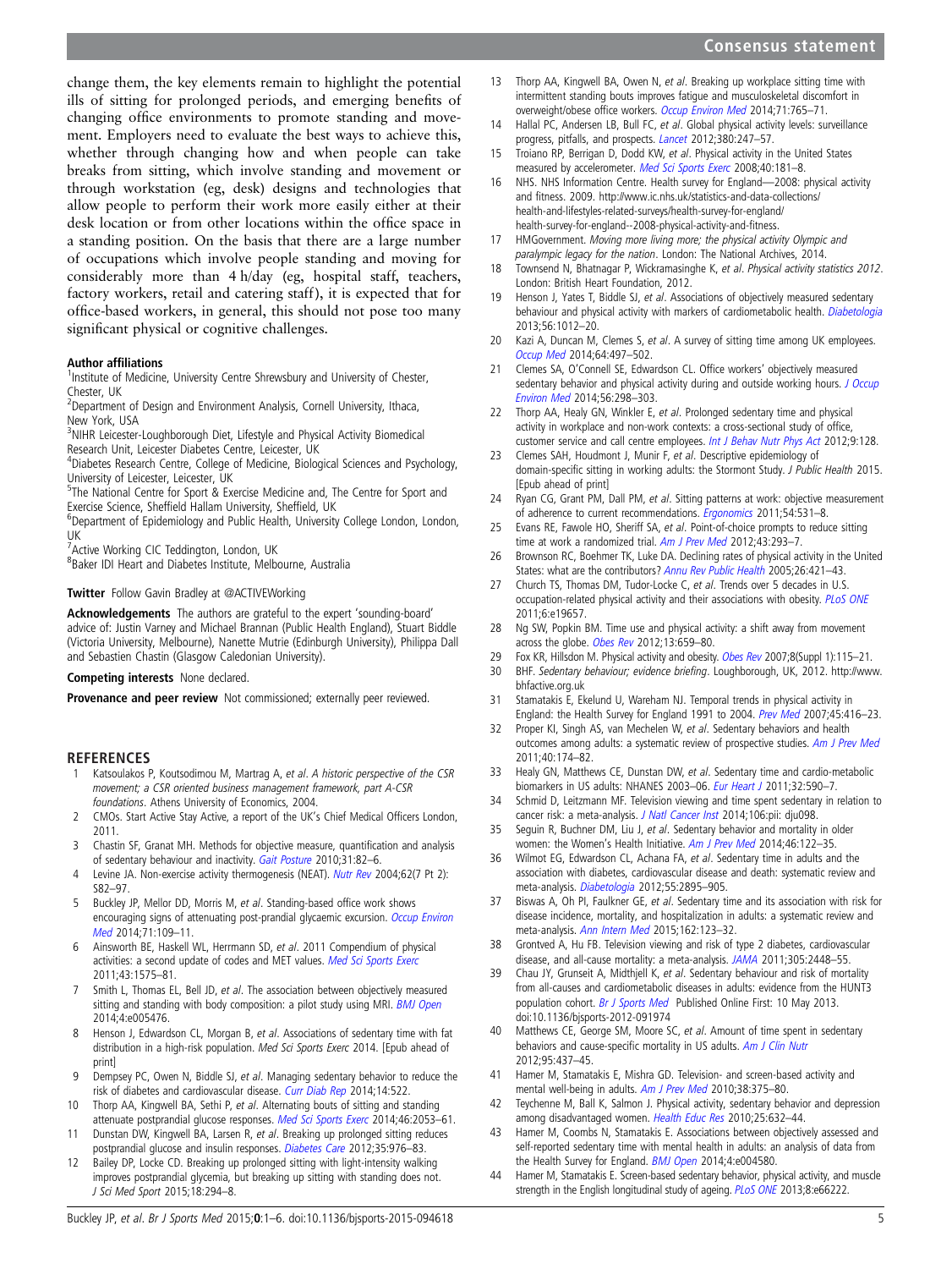change them, the key elements remain to highlight the potential ills of sitting for prolonged periods, and emerging benefits of changing office environments to promote standing and movement. Employers need to evaluate the best ways to achieve this, whether through changing how and when people can take breaks from sitting, which involve standing and movement or through workstation (eg, desk) designs and technologies that allow people to perform their work more easily either at their desk location or from other locations within the office space in a standing position. On the basis that there are a large number of occupations which involve people standing and moving for considerably more than 4 h/day (eg, hospital staff, teachers, factory workers, retail and catering staff), it is expected that for office-based workers, in general, this should not pose too many significant physical or cognitive challenges.

**Author affiliations**
[1]Institute of Medicine, University Centre Shrewsbury and University of Chester, Chester, UK
[2]Department of Design and Environment Analysis, Cornell University, Ithaca, New York, USA
[3]NIHR Leicester-Loughborough Diet, Lifestyle and Physical Activity Biomedical Research Unit, Leicester Diabetes Centre, Leicester, UK
[4]Diabetes Research Centre, College of Medicine, Biological Sciences and Psychology, University of Leicester, Leicester, UK
[5]The National Centre for Sport & Exercise Medicine and, The Centre for Sport and Exercise Science, Sheffield Hallam University, Sheffield, UK
[6]Department of Epidemiology and Public Health, University College London, London, UK
[7]Active Working CIC Teddington, London, UK
[8]Baker IDI Heart and Diabetes Institute, Melbourne, Australia

**Twitter** Follow Gavin Bradley at @ACTIVEWorking

**Acknowledgements** The authors are grateful to the expert 'sounding-board' advice of: Justin Varney and Michael Brannan (Public Health England), Stuart Biddle (Victoria University, Melbourne), Nanette Mutrie (Edinburgh University), Philippa Dall and Sebastien Chastin (Glasgow Caledonian University).

**Competing interests** None declared.

**Provenance and peer review** Not commissioned; externally peer reviewed.

## REFERENCES

1. Katsoulakos P, Koutsodimou M, Martrag A, *et al*. *A historic perspective of the CSR movement; a CSR oriented business management framework, part A-CSR foundations*. Athens University of Economics, 2004.
2. CMOs. Start Active Stay Active, a report of the UK's Chief Medical Officers London, 2011.
3. Chastin SF, Granat MH. Methods for objective measure, quantification and analysis of sedentary behaviour and inactivity. *Gait Posture* 2010;31:82–6.
4. Levine JA. Non-exercise activity thermogenesis (NEAT). *Nutr Rev* 2004;62(7 Pt 2): S82–97.
5. Buckley JP, Mellor DD, Morris M, *et al*. Standing-based office work shows encouraging signs of attenuating post-prandial glycaemic excursion. *Occup Environ Med* 2014;71:109–11.
6. Ainsworth BE, Haskell WL, Herrmann SD, *et al*. 2011 Compendium of physical activities: a second update of codes and MET values. *Med Sci Sports Exerc* 2011;43:1575–81.
7. Smith L, Thomas EL, Bell JD, *et al*. The association between objectively measured sitting and standing with body composition: a pilot study using MRI. *BMJ Open* 2014;4:e005476.
8. Henson J, Edwardson CL, Morgan B, *et al*. Associations of sedentary time with fat distribution in a high-risk population. *Med Sci Sports Exerc* 2014. [Epub ahead of print]
9. Dempsey PC, Owen N, Biddle SJ, *et al*. Managing sedentary behavior to reduce the risk of diabetes and cardiovascular disease. *Curr Diab Rep* 2014;14:522.
10. Thorp AA, Kingwell BA, Sethi P, *et al*. Alternating bouts of sitting and standing attenuate postprandial glucose responses. *Med Sci Sports Exerc* 2014;46:2053–61.
11. Dunstan DW, Kingwell BA, Larsen R, *et al*. Breaking up prolonged sitting reduces postprandial glucose and insulin responses. *Diabetes Care* 2012;35:976–83.
12. Bailey DP, Locke CD. Breaking up prolonged sitting with light-intensity walking improves postprandial glycemia, but breaking up sitting with standing does not. *J Sci Med Sport* 2015;18:294–8.
13. Thorp AA, Kingwell BA, Owen N, *et al*. Breaking up workplace sitting time with intermittent standing bouts improves fatigue and musculoskeletal discomfort in overweight/obese office workers. *Occup Environ Med* 2014;71:765–71.
14. Hallal PC, Andersen LB, Bull FC, *et al*. Global physical activity levels: surveillance progress, pitfalls, and prospects. *Lancet* 2012;380:247–57.
15. Troiano RP, Berrigan D, Dodd KW, *et al*. Physical activity in the United States measured by accelerometer. *Med Sci Sports Exerc* 2008;40:181–8.
16. NHS. NHS Information Centre. Health survey for England—2008: physical activity and fitness. 2009. http://www.ic.nhs.uk/statistics-and-data-collections/health-and-lifestyles-related-surveys/health-survey-for-england/health-survey-for-england--2008-physical-activity-and-fitness.
17. HMGovernment. *Moving more living more; the physical activity Olympic and paralympic legacy for the nation*. London: The National Archives, 2014.
18. Townsend N, Bhatnagar P, Wickramasinghe K, *et al*. *Physical activity statistics 2012*. London: British Heart Foundation, 2012.
19. Henson J, Yates T, Biddle SJ, *et al*. Associations of objectively measured sedentary behaviour and physical activity with markers of cardiometabolic health. *Diabetologia* 2013;56:1012–20.
20. Kazi A, Duncan M, Clemes S, *et al*. A survey of sitting time among UK employees. *Occup Med* 2014;64:497–502.
21. Clemes SA, O'Connell SE, Edwardson CL. Office workers' objectively measured sedentary behavior and physical activity during and outside working hours. *J Occup Environ Med* 2014;56:298–303.
22. Thorp AA, Healy GN, Winkler E, *et al*. Prolonged sedentary time and physical activity in workplace and non-work contexts: a cross-sectional study of office, customer service and call centre employees. *Int J Behav Nutr Phys Act* 2012;9:128.
23. Clemes SAH, Houdmont J, Munir F, *et al*. Descriptive epidemiology of domain-specific sitting in working adults: the Stormont Study. *J Public Health* 2015. [Epub ahead of print]
24. Ryan CG, Grant PM, Dall PM, *et al*. Sitting patterns at work: objective measurement of adherence to current recommendations. *Ergonomics* 2011;54:531–8.
25. Evans RE, Fawole HO, Sheriff SA, *et al*. Point-of-choice prompts to reduce sitting time at work a randomized trial. *Am J Prev Med* 2012;43:293–7.
26. Brownson RC, Boehmer TK, Luke DA. Declining rates of physical activity in the United States: what are the contributors? *Annu Rev Public Health* 2005;26:421–43.
27. Church TS, Thomas DM, Tudor-Locke C, *et al*. Trends over 5 decades in U.S. occupation-related physical activity and their associations with obesity. *PLoS ONE* 2011;6:e19657.
28. Ng SW, Popkin BM. Time use and physical activity: a shift away from movement across the globe. *Obes Rev* 2012;13:659–80.
29. Fox KR, Hillsdon M. Physical activity and obesity. *Obes Rev* 2007;8(Suppl 1):115–21.
30. BHF. *Sedentary behaviour; evidence briefing*. Loughborough, UK, 2012. http://www.bhfactive.org.uk
31. Stamatakis E, Ekelund U, Wareham NJ. Temporal trends in physical activity in England: the Health Survey for England 1991 to 2004. *Prev Med* 2007;45:416–23.
32. Proper KI, Singh AS, van Mechelen W, *et al*. Sedentary behaviors and health outcomes among adults: a systematic review of prospective studies. *Am J Prev Med* 2011;40:174–82.
33. Healy GN, Matthews CE, Dunstan DW, *et al*. Sedentary time and cardio-metabolic biomarkers in US adults: NHANES 2003–06. *Eur Heart J* 2011;32:590–7.
34. Schmid D, Leitzmann MF. Television viewing and time spent sedentary in relation to cancer risk: a meta-analysis. *J Natl Cancer Inst* 2014;106:pii: dju098.
35. Seguin R, Buchner DM, Liu J, *et al*. Sedentary behavior and mortality in older women: the Women's Health Initiative. *Am J Prev Med* 2014;46:122–35.
36. Wilmot EG, Edwardson CL, Achana FA, *et al*. Sedentary time in adults and the association with diabetes, cardiovascular disease and death: systematic review and meta-analysis. *Diabetologia* 2012;55:2895–905.
37. Biswas A, Oh PI, Faulkner GE, *et al*. Sedentary time and its association with risk for disease incidence, mortality, and hospitalization in adults: a systematic review and meta-analysis. *Ann Intern Med* 2015;162:123–32.
38. Grontved A, Hu FB. Television viewing and risk of type 2 diabetes, cardiovascular disease, and all-cause mortality: a meta-analysis. *JAMA* 2011;305:2448–55.
39. Chau JY, Grunseit A, Midthjell K, *et al*. Sedentary behaviour and risk of mortality from all-causes and cardiometabolic diseases in adults: evidence from the HUNT3 population cohort. *Br J Sports Med* Published Online First: 10 May 2013. doi:10.1136/bjsports-2012-091974
40. Matthews CE, George SM, Moore SC, *et al*. Amount of time spent in sedentary behaviors and cause-specific mortality in US adults. *Am J Clin Nutr* 2012;95:437–45.
41. Hamer M, Stamatakis E, Mishra GD. Television- and screen-based activity and mental well-being in adults. *Am J Prev Med* 2010;38:375–80.
42. Teychenne M, Ball K, Salmon J. Physical activity, sedentary behavior and depression among disadvantaged women. *Health Educ Res* 2010;25:632–44.
43. Hamer M, Coombs N, Stamatakis E. Associations between objectively assessed and self-reported sedentary time with mental health in adults: an analysis of data from the Health Survey for England. *BMJ Open* 2014;4:e004580.
44. Hamer M, Stamatakis E. Screen-based sedentary behavior, physical activity, and muscle strength in the English longitudinal study of ageing. *PLoS ONE* 2013;8:e66222.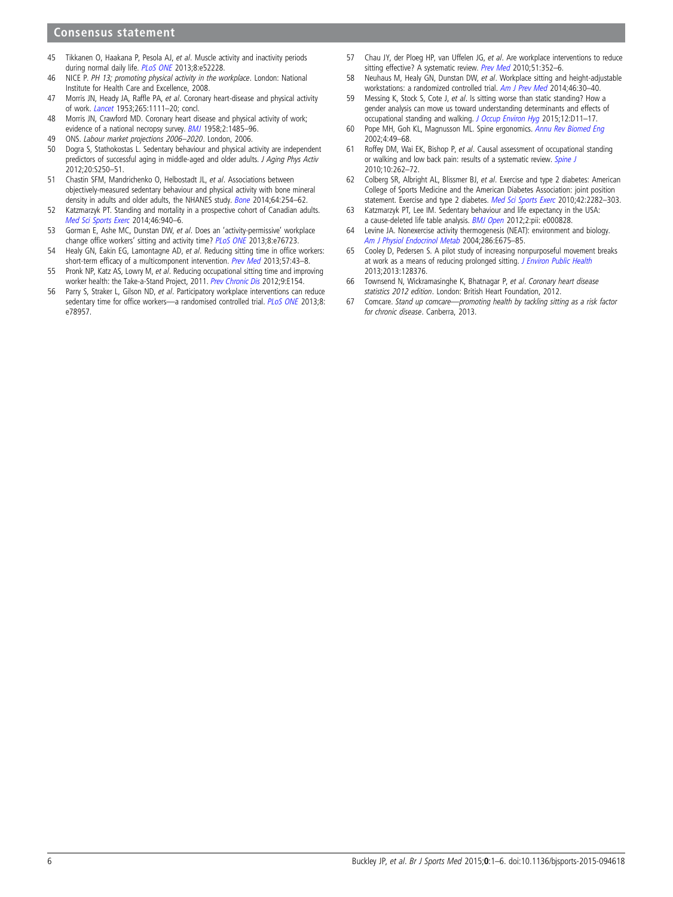45 Tikkanen O, Haakana P, Pesola AJ, *et al*. Muscle activity and inactivity periods during normal daily life. *PLoS ONE* 2013;8:e52228.
46 NICE P. *PH 13; promoting physical activity in the workplace*. London: National Institute for Health Care and Excellence, 2008.
47 Morris JN, Heady JA, Raffle PA, *et al*. Coronary heart-disease and physical activity of work. *Lancet* 1953;265:1111–20; concl.
48 Morris JN, Crawford MD. Coronary heart disease and physical activity of work; evidence of a national necropsy survey. *BMJ* 1958;2:1485–96.
49 ONS. *Labour market projections 2006–2020*. London, 2006.
50 Dogra S, Stathokostas L. Sedentary behaviour and physical activity are independent predictors of successful aging in middle-aged and older adults. *J Aging Phys Activ* 2012;20:S250–51.
51 Chastin SFM, Mandrichenko O, Helbostadt JL, *et al*. Associations between objectively-measured sedentary behaviour and physical activity with bone mineral density in adults and older adults, the NHANES study. *Bone* 2014;64:254–62.
52 Katzmarzyk PT. Standing and mortality in a prospective cohort of Canadian adults. *Med Sci Sports Exerc* 2014;46:940–6.
53 Gorman E, Ashe MC, Dunstan DW, *et al*. Does an 'activity-permissive' workplace change office workers' sitting and activity time? *PLoS ONE* 2013;8:e76723.
54 Healy GN, Eakin EG, Lamontagne AD, *et al*. Reducing sitting time in office workers: short-term efficacy of a multicomponent intervention. *Prev Med* 2013;57:43–8.
55 Pronk NP, Katz AS, Lowry M, *et al*. Reducing occupational sitting time and improving worker health: the Take-a-Stand Project, 2011. *Prev Chronic Dis* 2012;9:E154.
56 Parry S, Straker L, Gilson ND, *et al*. Participatory workplace interventions can reduce sedentary time for office workers—a randomised controlled trial. *PLoS ONE* 2013;8: e78957.
57 Chau JY, der Ploeg HP, van Uffelen JG, *et al*. Are workplace interventions to reduce sitting effective? A systematic review. *Prev Med* 2010;51:352–6.
58 Neuhaus M, Healy GN, Dunstan DW, *et al*. Workplace sitting and height-adjustable workstations: a randomized controlled trial. *Am J Prev Med* 2014;46:30–40.
59 Messing K, Stock S, Cote J, *et al*. Is sitting worse than static standing? How a gender analysis can move us toward understanding determinants and effects of occupational standing and walking. *J Occup Environ Hyg* 2015;12:D11–17.
60 Pope MH, Goh KL, Magnusson ML. Spine ergonomics. *Annu Rev Biomed Eng* 2002;4:49–68.
61 Roffey DM, Wai EK, Bishop P, *et al*. Causal assessment of occupational standing or walking and low back pain: results of a systematic review. *Spine J* 2010;10:262–72.
62 Colberg SR, Albright AL, Blissmer BJ, *et al*. Exercise and type 2 diabetes: American College of Sports Medicine and the American Diabetes Association: joint position statement. Exercise and type 2 diabetes. *Med Sci Sports Exerc* 2010;42:2282–303.
63 Katzmarzyk PT, Lee IM. Sedentary behaviour and life expectancy in the USA: a cause-deleted life table analysis. *BMJ Open* 2012;2:pii: e000828.
64 Levine JA. Nonexercise activity thermogenesis (NEAT): environment and biology. *Am J Physiol Endocrinol Metab* 2004;286:E675–85.
65 Cooley D, Pedersen S. A pilot study of increasing nonpurposeful movement breaks at work as a means of reducing prolonged sitting. *J Environ Public Health* 2013;2013:128376.
66 Townsend N, Wickramasinghe K, Bhatnagar P, *et al*. *Coronary heart disease statistics 2012 edition*. London: British Heart Foundation, 2012.
67 Comcare. *Stand up comcare—promoting health by tackling sitting as a risk factor for chronic disease*. Canberra, 2013.